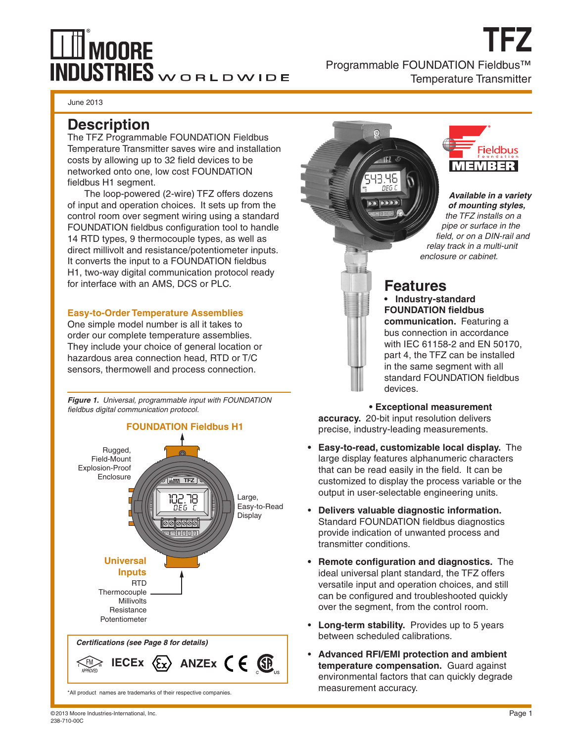# TFZ

Programmable FOUNDATION Fieldbus™ Temperature Transmitter

June 2013

## Description

The TFZ Programmable FOUNDATION Fieldbus Temperature Transmitter saves wire and installation costs by allowing up to 32 field devices to be networked onto one, low cost FOUNDATION fieldbus H1 segment.

The loop-powered (2-wire) TFZ offers dozens of input and operation choices. It sets up from the control room over segment wiring using a standard FOUNDATION fieldbus configuration tool to handle 14 RTD types, 9 thermocouple types, as well as direct millivolt and resistance/potentiometer inputs. It converts the input to a FOUNDATION fieldbus H1, two-way digital communication protocol ready for interface with an AMS, DCS or PLC.

### Easy-to-Order Temperature Assemblies

One simple model number is all it takes to order our complete temperature assemblies. They include your choice of general location or hazardous area connection head, RTD or T/C sensors, thermowell and process connection.

***Figure 1.*** *Universal, programmable input with FOUNDATION fieldbus digital communication protocol.*

FOUNDATION Fieldbus H1

Rugged, Field-Mount Explosion-Proof Enclosure

Large, Easy-to-Read Display

Universal Inputs: RTD, Thermocouple, Millivolts, Resistance, Potentiometer

***Certifications (see Page 8 for details)***

FM APPROVED, IECEx, Ex, ANZEx, CE, CSA

*All product names are trademarks of their respective companies.

***Available in a variety of mounting styles,*** *the TFZ installs on a pipe or surface in the field, or on a DIN-rail and relay track in a multi-unit enclosure or cabinet.*

## Features

- **Industry-standard FOUNDATION fieldbus communication.** Featuring a bus connection in accordance with IEC 61158-2 and EN 50170, part 4, the TFZ can be installed in the same segment with all standard FOUNDATION fieldbus devices.
- **Exceptional measurement accuracy.** 20-bit input resolution delivers precise, industry-leading measurements.
- **Easy-to-read, customizable local display.** The large display features alphanumeric characters that can be read easily in the field. It can be customized to display the process variable or the output in user-selectable engineering units.
- **Delivers valuable diagnostic information.** Standard FOUNDATION fieldbus diagnostics provide indication of unwanted process and transmitter conditions.
- **Remote configuration and diagnostics.** The ideal universal plant standard, the TFZ offers versatile input and operation choices, and still can be configured and troubleshooted quickly over the segment, from the control room.
- **Long-term stability.** Provides up to 5 years between scheduled calibrations.
- **Advanced RFI/EMI protection and ambient temperature compensation.** Guard against environmental factors that can quickly degrade measurement accuracy.

©2013 Moore Industries-International, Inc.
238-710-00C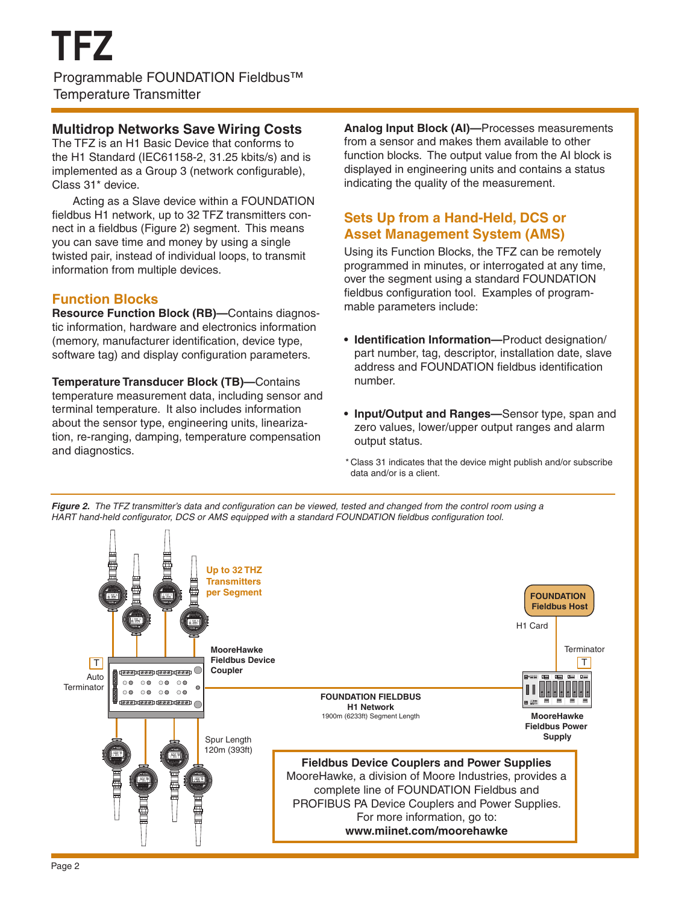# TFZ

Programmable FOUNDATION Fieldbus™ Temperature Transmitter

## Multidrop Networks Save Wiring Costs

The TFZ is an H1 Basic Device that conforms to the H1 Standard (IEC61158-2, 31.25 kbits/s) and is implemented as a Group 3 (network configurable), Class 31* device.

Acting as a Slave device within a FOUNDATION fieldbus H1 network, up to 32 TFZ transmitters connect in a fieldbus (Figure 2) segment. This means you can save time and money by using a single twisted pair, instead of individual loops, to transmit information from multiple devices.

## Function Blocks

**Resource Function Block (RB)—**Contains diagnostic information, hardware and electronics information (memory, manufacturer identification, device type, software tag) and display configuration parameters.

**Temperature Transducer Block (TB)—**Contains temperature measurement data, including sensor and terminal temperature. It also includes information about the sensor type, engineering units, linearization, re-ranging, damping, temperature compensation and diagnostics.

**Analog Input Block (AI)—**Processes measurements from a sensor and makes them available to other function blocks. The output value from the AI block is displayed in engineering units and contains a status indicating the quality of the measurement.

## Sets Up from a Hand-Held, DCS or Asset Management System (AMS)

Using its Function Blocks, the TFZ can be remotely programmed in minutes, or interrogated at any time, over the segment using a standard FOUNDATION fieldbus configuration tool. Examples of programmable parameters include:

- **Identification Information—**Product designation/ part number, tag, descriptor, installation date, slave address and FOUNDATION fieldbus identification number.
- **Input/Output and Ranges—**Sensor type, span and zero values, lower/upper output ranges and alarm output status.

\* Class 31 indicates that the device might publish and/or subscribe data and/or is a client.

***Figure 2.*** *The TFZ transmitter's data and configuration can be viewed, tested and changed from the control room using a HART hand-held configurator, DCS or AMS equipped with a standard FOUNDATION fieldbus configuration tool.*

Up to 32 THZ Transmitters per Segment

MooreHawke Fieldbus Device Coupler

Auto Terminator

Spur Length 120m (393ft)

FOUNDATION FIELDBUS H1 Network 1900m (6233ft) Segment Length

FOUNDATION Fieldbus Host

H1 Card

Terminator

MooreHawke Fieldbus Power Supply

**Fieldbus Device Couplers and Power Supplies**
MooreHawke, a division of Moore Industries, provides a complete line of FOUNDATION Fieldbus and PROFIBUS PA Device Couplers and Power Supplies. For more information, go to:
**www.miinet.com/moorehawke**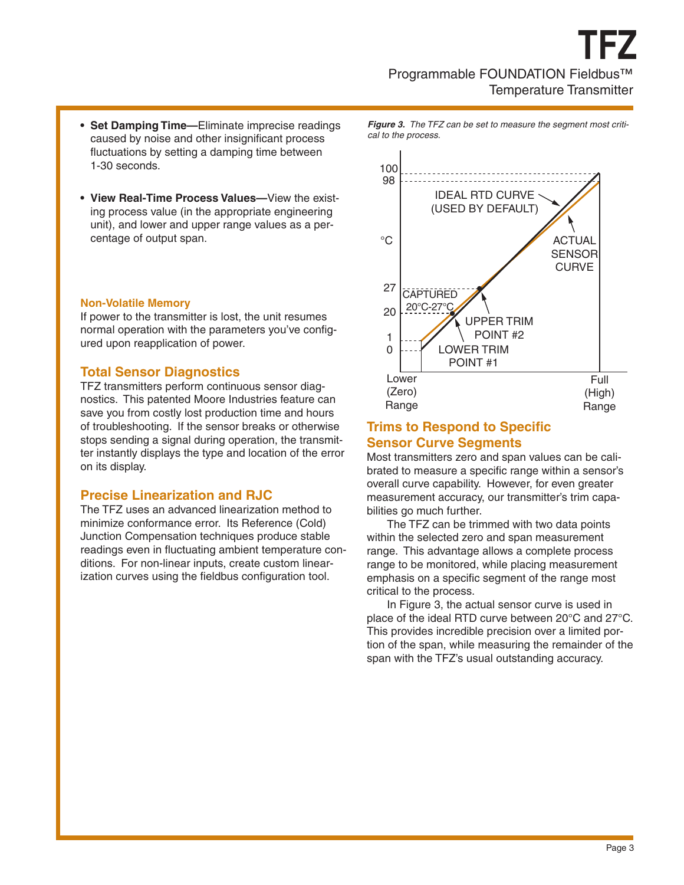- **Set Damping Time—**Eliminate imprecise readings caused by noise and other insignificant process fluctuations by setting a damping time between 1-30 seconds.

- **View Real-Time Process Values—**View the existing process value (in the appropriate engineering unit), and lower and upper range values as a percentage of output span.

#### Non-Volatile Memory

If power to the transmitter is lost, the unit resumes normal operation with the parameters you've configured upon reapplication of power.

### Total Sensor Diagnostics

TFZ transmitters perform continuous sensor diagnostics. This patented Moore Industries feature can save you from costly lost production time and hours of troubleshooting. If the sensor breaks or otherwise stops sending a signal during operation, the transmitter instantly displays the type and location of the error on its display.

### Precise Linearization and RJC

The TFZ uses an advanced linearization method to minimize conformance error. Its Reference (Cold) Junction Compensation techniques produce stable readings even in fluctuating ambient temperature conditions. For non-linear inputs, create custom linearization curves using the fieldbus configuration tool.

***Figure 3.*** *The TFZ can be set to measure the segment most critical to the process.*

### Trims to Respond to Specific Sensor Curve Segments

Most transmitters zero and span values can be calibrated to measure a specific range within a sensor's overall curve capability. However, for even greater measurement accuracy, our transmitter's trim capabilities go much further.

The TFZ can be trimmed with two data points within the selected zero and span measurement range. This advantage allows a complete process range to be monitored, while placing measurement emphasis on a specific segment of the range most critical to the process.

In Figure 3, the actual sensor curve is used in place of the ideal RTD curve between 20°C and 27°C. This provides incredible precision over a limited portion of the span, while measuring the remainder of the span with the TFZ's usual outstanding accuracy.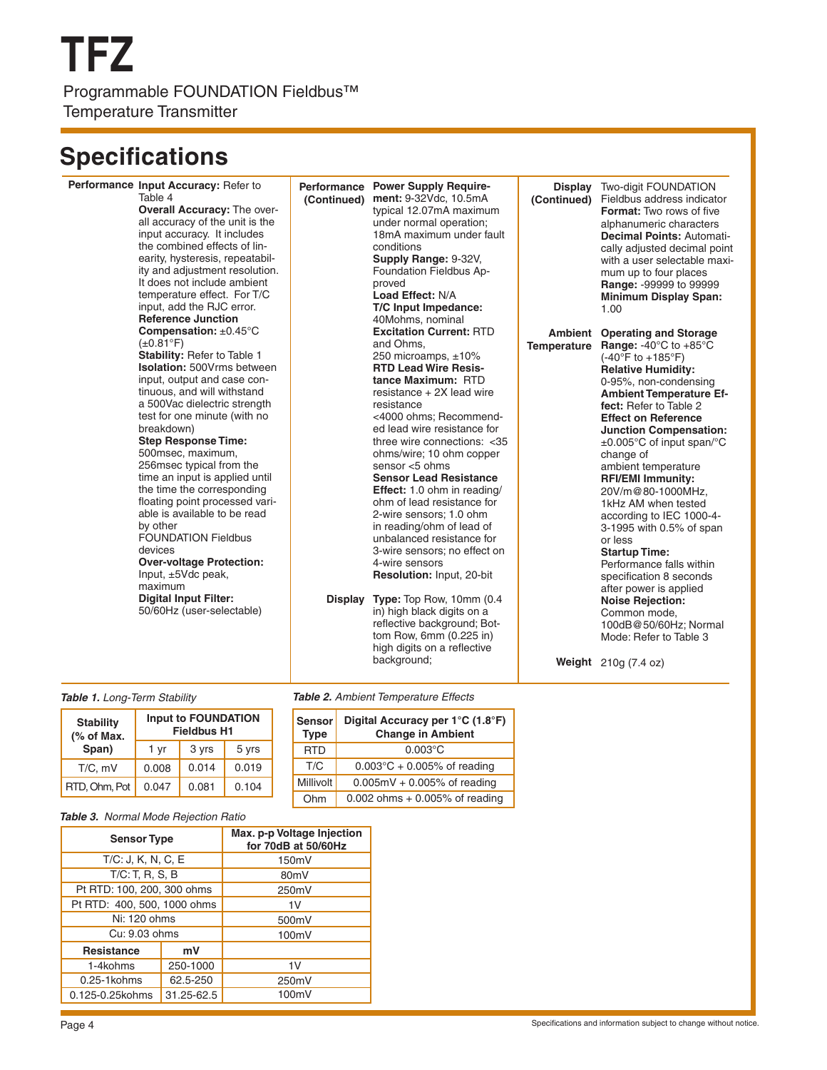# TFZ

Programmable FOUNDATION Fieldbus™ Temperature Transmitter

## Specifications

**Performance**

**Input Accuracy:** Refer to Table 4

**Overall Accuracy:** The overall accuracy of the unit is the input accuracy. It includes the combined effects of linearity, hysteresis, repeatability and adjustment resolution. It does not include ambient temperature effect. For T/C input, add the RJC error.

**Reference Junction Compensation:** ±0.45°C (±0.81°F)

**Stability:** Refer to Table 1

**Isolation:** 500Vrms between input, output and case continuous, and will withstand a 500Vac dielectric strength test for one minute (with no breakdown)

**Step Response Time:** 500msec, maximum, 256msec typical from the time an input is applied until the time the corresponding floating point processed variable is available to be read by other FOUNDATION Fieldbus devices

**Over-voltage Protection:** Input, ±5Vdc peak, maximum

**Digital Input Filter:** 50/60Hz (user-selectable)

**Performance (Continued)**

**Power Supply Requirement:** 9-32Vdc, 10.5mA typical 12.07mA maximum under normal operation; 18mA maximum under fault conditions

**Supply Range:** 9-32V, Foundation Fieldbus Approved

**Load Effect:** N/A

**T/C Input Impedance:** 40Mohms, nominal

**Excitation Current:** RTD and Ohms, 250 microamps, ±10%

**RTD Lead Wire Resistance Maximum:** RTD resistance + 2X lead wire resistance <4000 ohms; Recommended lead wire resistance for three wire connections: <35 ohms/wire; 10 ohm copper sensor <5 ohms

**Sensor Lead Resistance Effect:** 1.0 ohm in reading/ohm of lead resistance for 2-wire sensors; 1.0 ohm in reading/ohm of lead of unbalanced resistance for 3-wire sensors; no effect on 4-wire sensors

**Resolution:** Input, 20-bit

**Display**

**Type:** Top Row, 10mm (0.4 in) high black digits on a reflective background; Bottom Row, 6mm (0.225 in) high digits on a reflective background;

**Display (Continued)**

Two-digit FOUNDATION Fieldbus address indicator

**Format:** Two rows of five alphanumeric characters

**Decimal Points:** Automatically adjusted decimal point with a user selectable maximum up to four places

**Range:** -99999 to 99999

**Minimum Display Span:** 1.00

**Ambient Temperature**

**Operating and Storage Range:** -40°C to +85°C (-40°F to +185°F)

**Relative Humidity:** 0-95%, non-condensing

**Ambient Temperature Effect:** Refer to Table 2

**Effect on Reference Junction Compensation:** ±0.005°C of input span/°C change of ambient temperature

**RFI/EMI Immunity:** 20V/m@80-1000MHz, 1kHz AM when tested according to IEC 1000-4-3-1995 with 0.5% of span or less

**Startup Time:** Performance falls within specification 8 seconds after power is applied

**Noise Rejection:** Common mode, 100dB@50/60Hz; Normal Mode: Refer to Table 3

**Weight**

210g (7.4 oz)

***Table 1.*** *Long-Term Stability*

| Stability (% of Max. Span) | Input to FOUNDATION Fieldbus H1 | | |
|---|---|---|---|
| | 1 yr | 3 yrs | 5 yrs |
| T/C, mV | 0.008 | 0.014 | 0.019 |
| RTD, Ohm, Pot | 0.047 | 0.081 | 0.104 |

***Table 2.*** *Ambient Temperature Effects*

| Sensor Type | Digital Accuracy per 1°C (1.8°F) Change in Ambient |
|---|---|
| RTD | 0.003°C |
| T/C | 0.003°C + 0.005% of reading |
| Millivolt | 0.005mV + 0.005% of reading |
| Ohm | 0.002 ohms + 0.005% of reading |

***Table 3.*** *Normal Mode Rejection Ratio*

| Sensor Type | | Max. p-p Voltage Injection for 70dB at 50/60Hz |
|---|---|---|
| T/C: J, K, N, C, E | | 150mV |
| T/C: T, R, S, B | | 80mV |
| Pt RTD: 100, 200, 300 ohms | | 250mV |
| Pt RTD: 400, 500, 1000 ohms | | 1V |
| Ni: 120 ohms | | 500mV |
| Cu: 9.03 ohms | | 100mV |
| **Resistance** | **mV** | |
| 1-4kohms | 250-1000 | 1V |
| 0.25-1kohms | 62.5-250 | 250mV |
| 0.125-0.25kohms | 31.25-62.5 | 100mV |

Specifications and information subject to change without notice.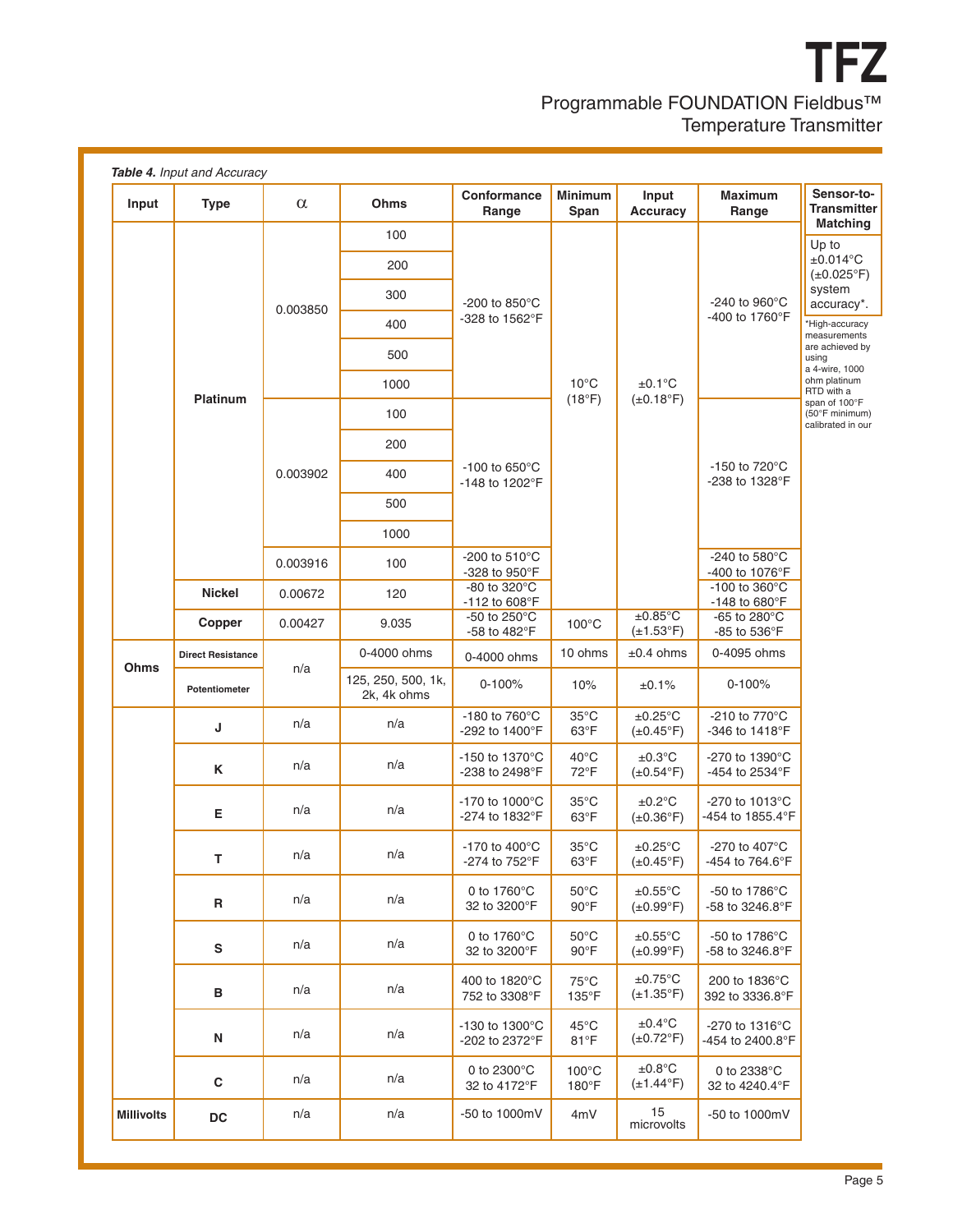*Table 4. Input and Accuracy*

| Input | Type | α | Ohms | Conformance Range | Minimum Span | Input Accuracy | Maximum Range |
|---|---|---|---|---|---|---|---|
| | Platinum | 0.003850 | 100 | -200 to 850°C -328 to 1562°F | 10°C (18°F) | ±0.1°C (±0.18°F) | -240 to 960°C -400 to 1760°F |
| | | | 200 | | | | |
| | | | 300 | | | | |
| | | | 400 | | | | |
| | | | 500 | | | | |
| | | | 1000 | | | | |
| | | 0.003902 | 100 | -100 to 650°C -148 to 1202°F | | | -150 to 720°C -238 to 1328°F |
| | | | 200 | | | | |
| | | | 400 | | | | |
| | | | 500 | | | | |
| | | | 1000 | | | | |
| | | 0.003916 | 100 | -200 to 510°C -328 to 950°F | | | -240 to 580°C -400 to 1076°F |
| | Nickel | 0.00672 | 120 | -80 to 320°C -112 to 608°F | | | -100 to 360°C -148 to 680°F |
| | Copper | 0.00427 | 9.035 | -50 to 250°C -58 to 482°F | 100°C | ±0.85°C (±1.53°F) | -65 to 280°C -85 to 536°F |
| Ohms | Direct Resistance | n/a | 0-4000 ohms | 0-4000 ohms | 10 ohms | ±0.4 ohms | 0-4095 ohms |
| | Potentiometer | | 125, 250, 500, 1k, 2k, 4k ohms | 0-100% | 10% | ±0.1% | 0-100% |
| | J | n/a | n/a | -180 to 760°C -292 to 1400°F | 35°C 63°F | ±0.25°C (±0.45°F) | -210 to 770°C -346 to 1418°F |
| | K | n/a | n/a | -150 to 1370°C -238 to 2498°F | 40°C 72°F | ±0.3°C (±0.54°F) | -270 to 1390°C -454 to 2534°F |
| | E | n/a | n/a | -170 to 1000°C -274 to 1832°F | 35°C 63°F | ±0.2°C (±0.36°F) | -270 to 1013°C -454 to 1855.4°F |
| | T | n/a | n/a | -170 to 400°C -274 to 752°F | 35°C 63°F | ±0.25°C (±0.45°F) | -270 to 407°C -454 to 764.6°F |
| | R | n/a | n/a | 0 to 1760°C 32 to 3200°F | 50°C 90°F | ±0.55°C (±0.99°F) | -50 to 1786°C -58 to 3246.8°F |
| | S | n/a | n/a | 0 to 1760°C 32 to 3200°F | 50°C 90°F | ±0.55°C (±0.99°F) | -50 to 1786°C -58 to 3246.8°F |
| | B | n/a | n/a | 400 to 1820°C 752 to 3308°F | 75°C 135°F | ±0.75°C (±1.35°F) | 200 to 1836°C 392 to 3336.8°F |
| | N | n/a | n/a | -130 to 1300°C -202 to 2372°F | 45°C 81°F | ±0.4°C (±0.72°F) | -270 to 1316°C -454 to 2400.8°F |
| | C | n/a | n/a | 0 to 2300°C 32 to 4172°F | 100°C 180°F | ±0.8°C (±1.44°F) | 0 to 2338°C 32 to 4240.4°F |
| Millivolts | DC | n/a | n/a | -50 to 1000mV | 4mV | 15 microvolts | -50 to 1000mV |

| Sensor-to-Transmitter Matching |
|---|
| Up to ±0.014°C (±0.025°F) system accuracy*. |

*High-accuracy measurements are achieved by using a 4-wire, 1000 ohm platinum RTD with a span of 100°F (50°F minimum) calibrated in our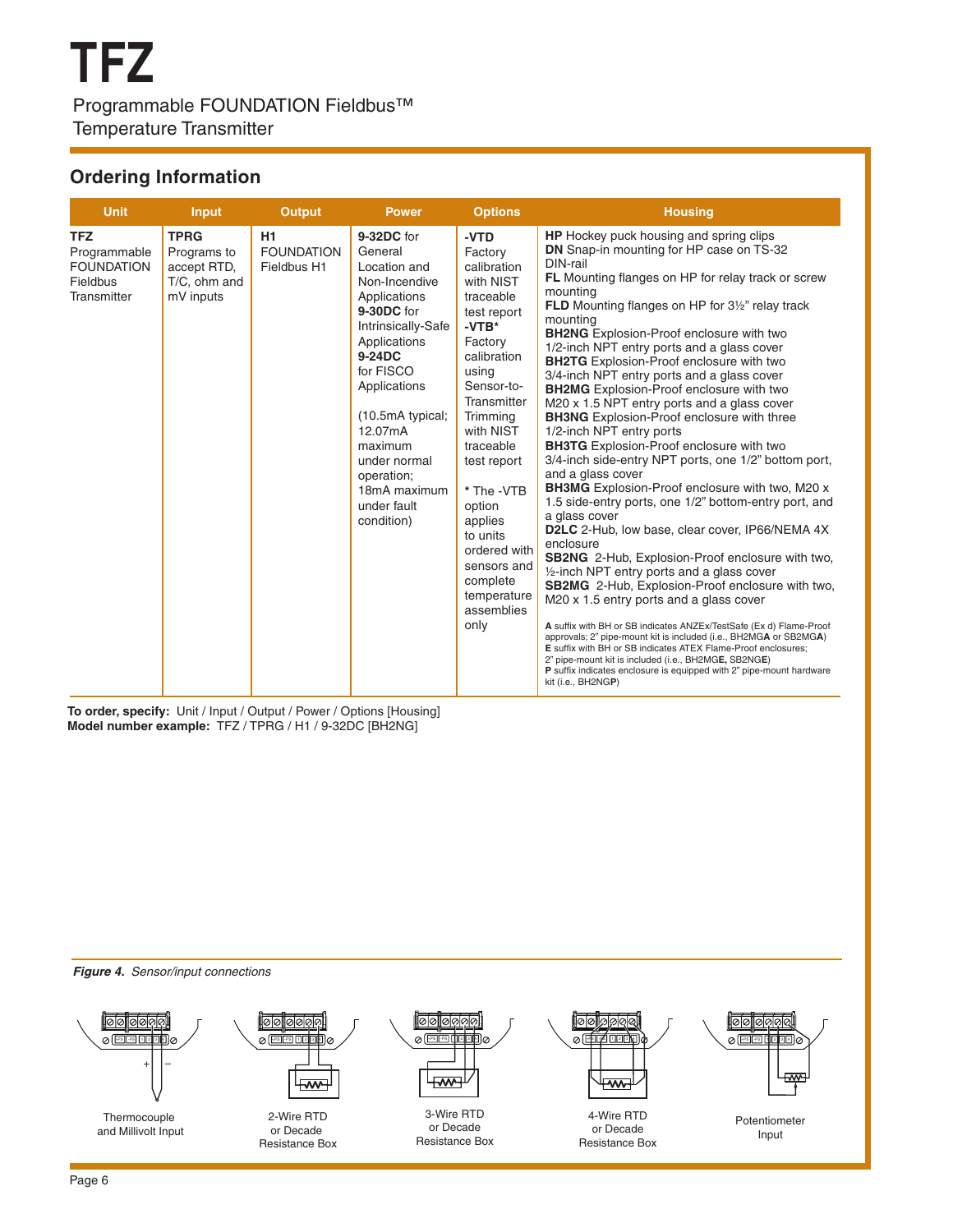# TFZ

Programmable FOUNDATION Fieldbus™ Temperature Transmitter

## Ordering Information

| Unit | Input | Output | Power | Options | Housing |
|---|---|---|---|---|---|
| **TFZ** Programmable FOUNDATION Fieldbus Transmitter | **TPRG** Programs to accept RTD, T/C, ohm and mV inputs | **H1** FOUNDATION Fieldbus H1 | **9-32DC** for General Location and Non-Incendive Applications<br>**9-30DC** for Intrinsically-Safe Applications<br>**9-24DC** for FISCO Applications<br><br>(10.5mA typical; 12.07mA maximum under normal operation; 18mA maximum under fault condition) | **-VTD** Factory calibration with NIST traceable test report<br>**-VTB*** Factory calibration using Sensor-to-Transmitter Trimming with NIST traceable test report<br><br>* The -VTB option applies to units ordered with sensors and complete temperature assemblies only | **HP** Hockey puck housing and spring clips<br>**DN** Snap-in mounting for HP case on TS-32 DIN-rail<br>**FL** Mounting flanges on HP for relay track or screw mounting<br>**FLD** Mounting flanges on HP for 3½" relay track mounting<br>**BH2NG** Explosion-Proof enclosure with two 1/2-inch NPT entry ports and a glass cover<br>**BH2TG** Explosion-Proof enclosure with two 3/4-inch NPT entry ports and a glass cover<br>**BH2MG** Explosion-Proof enclosure with two M20 x 1.5 NPT entry ports and a glass cover<br>**BH3NG** Explosion-Proof enclosure with three 1/2-inch NPT entry ports<br>**BH3TG** Explosion-Proof enclosure with two 3/4-inch side-entry NPT ports, one 1/2" bottom port, and a glass cover<br>**BH3MG** Explosion-Proof enclosure with two, M20 x 1.5 side-entry ports, one 1/2" bottom-entry port, and a glass cover<br>**D2LC** 2-Hub, low base, clear cover, IP66/NEMA 4X enclosure<br>**SB2NG** 2-Hub, Explosion-Proof enclosure with two, ½-inch NPT entry ports and a glass cover<br>**SB2MG** 2-Hub, Explosion-Proof enclosure with two, M20 x 1.5 entry ports and a glass cover<br><br>**A** suffix with BH or SB indicates ANZEx/TestSafe (Ex d) Flame-Proof approvals; 2" pipe-mount kit is included (i.e., BH2MG**A** or SB2MG**A**)<br>**E** suffix with BH or SB indicates ATEX Flame-Proof enclosures; 2" pipe-mount kit is included (i.e., BH2MG**E**, SB2NG**E**)<br>**P** suffix indicates enclosure is equipped with 2" pipe-mount hardware kit (i.e., BH2NG**P**) |

**To order, specify:** Unit / Input / Output / Power / Options [Housing]
**Model number example:** TFZ / TPRG / H1 / 9-32DC [BH2NG]

Thermocouple and Millivolt Input

2-Wire RTD or Decade Resistance Box

3-Wire RTD or Decade Resistance Box

4-Wire RTD or Decade Resistance Box

Potentiometer Input

***Figure 4.*** *Sensor/input connections*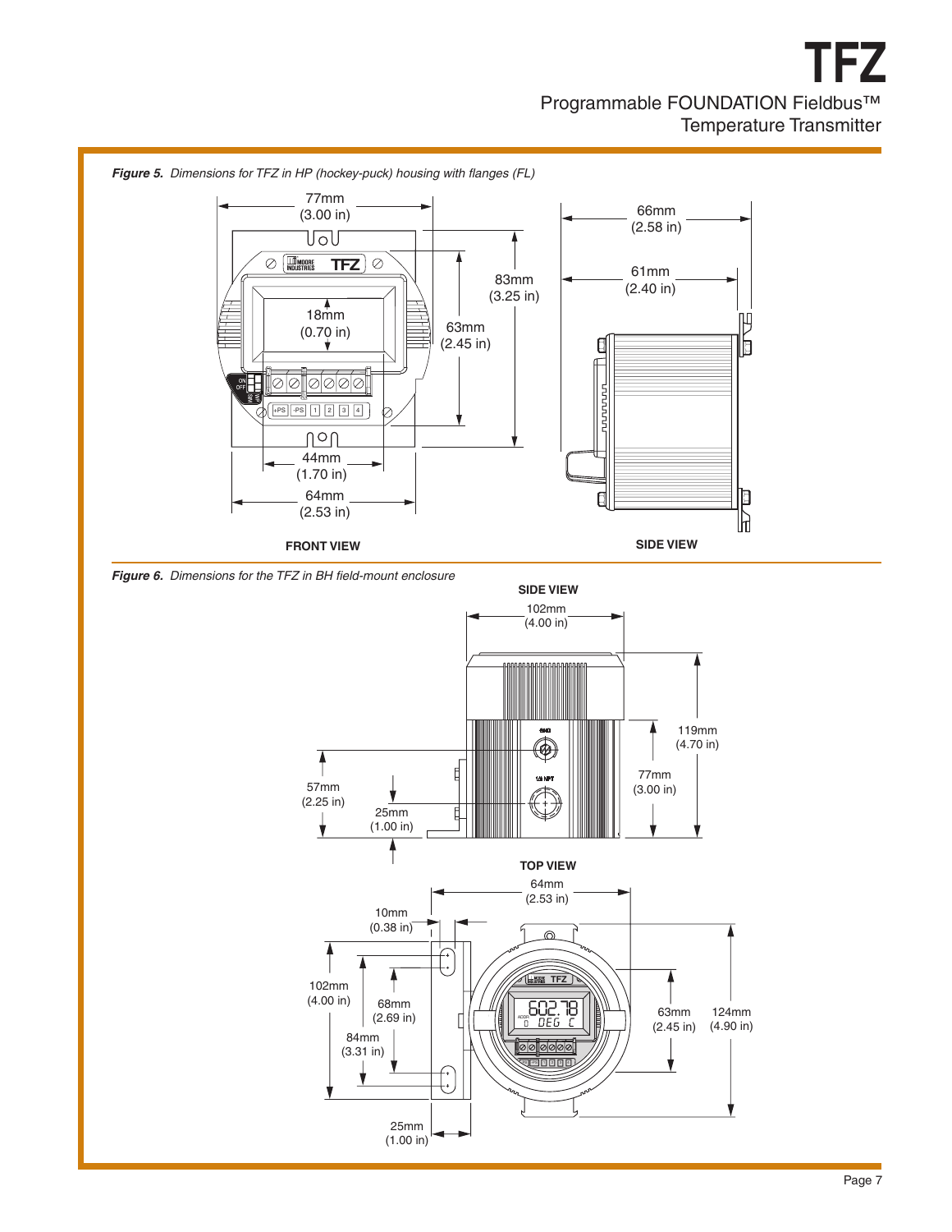*Figure 5. Dimensions for TFZ in HP (hockey-puck) housing with flanges (FL)*

77mm (3.00 in)

83mm (3.25 in)

18mm (0.70 in)

63mm (2.45 in)

44mm (1.70 in)

64mm (2.53 in)

66mm (2.58 in)

61mm (2.40 in)

FRONT VIEW

SIDE VIEW

*Figure 6. Dimensions for the TFZ in BH field-mount enclosure*

SIDE VIEW

102mm (4.00 in)

119mm (4.70 in)

77mm (3.00 in)

57mm (2.25 in)

25mm (1.00 in)

TOP VIEW

64mm (2.53 in)

10mm (0.38 in)

102mm (4.00 in)

68mm (2.69 in)

84mm (3.31 in)

63mm (2.45 in)

124mm (4.90 in)

25mm (1.00 in)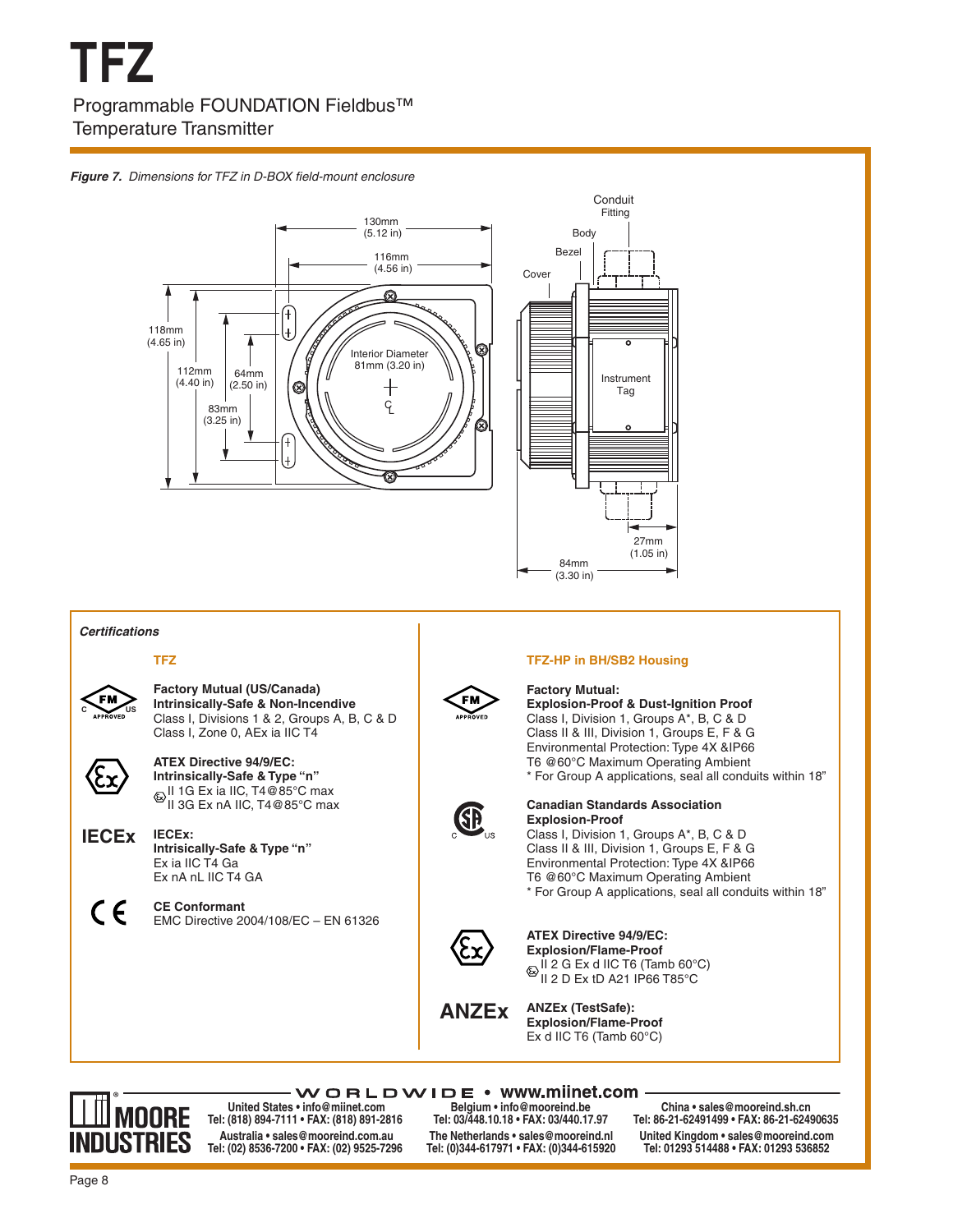# TFZ

Programmable FOUNDATION Fieldbus™ Temperature Transmitter

*Figure 7. Dimensions for TFZ in D-BOX field-mount enclosure*

130mm
(5.12 in)
116mm
(4.56 in)
118mm
(4.65 in)
112mm
(4.40 in)
64mm
(2.50 in)
83mm
(3.25 in)
Interior Diameter
81mm (3.20 in)
Conduit Fitting
Body
Bezel
Cover
Instrument Tag
27mm
(1.05 in)
84mm
(3.30 in)

## Certifications

### TFZ

**Factory Mutual (US/Canada)**
**Intrinsically-Safe & Non-Incendive**
Class I, Divisions 1 & 2, Groups A, B, C & D
Class I, Zone 0, AEx ia IIC T4

**ATEX Directive 94/9/EC:**
**Intrinsically-Safe & Type "n"**
II 1G Ex ia IIC, T4@85°C max
II 3G Ex nA IIC, T4@85°C max

**IECEx:**
**Intrisically-Safe & Type "n"**
Ex ia IIC T4 Ga
Ex nA nL IIC T4 GA

**CE Conformant**
EMC Directive 2004/108/EC – EN 61326

### TFZ-HP in BH/SB2 Housing

**Factory Mutual:**
**Explosion-Proof & Dust-Ignition Proof**
Class I, Division 1, Groups A*, B, C & D
Class II & III, Division 1, Groups E, F & G
Environmental Protection: Type 4X &IP66
T6 @60°C Maximum Operating Ambient
* For Group A applications, seal all conduits within 18"

**Canadian Standards Association**
**Explosion-Proof**
Class I, Division 1, Groups A*, B, C & D
Class II & III, Division 1, Groups E, F & G
Environmental Protection: Type 4X &IP66
T6 @60°C Maximum Operating Ambient
* For Group A applications, seal all conduits within 18"

**ATEX Directive 94/9/EC:**
**Explosion/Flame-Proof**
II 2 G Ex d IIC T6 (Tamb 60°C)
II 2 D Ex tD A21 IP66 T85°C

**ANZEx (TestSafe):**
**Explosion/Flame-Proof**
Ex d IIC T6 (Tamb 60°C)

WORLDWIDE • www.miinet.com

United States • info@miinet.com
Tel: (818) 894-7111 • FAX: (818) 891-2816
Australia • sales@mooreind.com.au
Tel: (02) 8536-7200 • FAX: (02) 9525-7296
Belgium • info@mooreind.be
Tel: 03/448.10.18 • FAX: 03/440.17.97
The Netherlands • sales@mooreind.nl
Tel: (0)344-617971 • FAX: (0)344-615920
China • sales@mooreind.sh.cn
Tel: 86-21-62491499 • FAX: 86-21-62490635
United Kingdom • sales@mooreind.com
Tel: 01293 514488 • FAX: 01293 536852